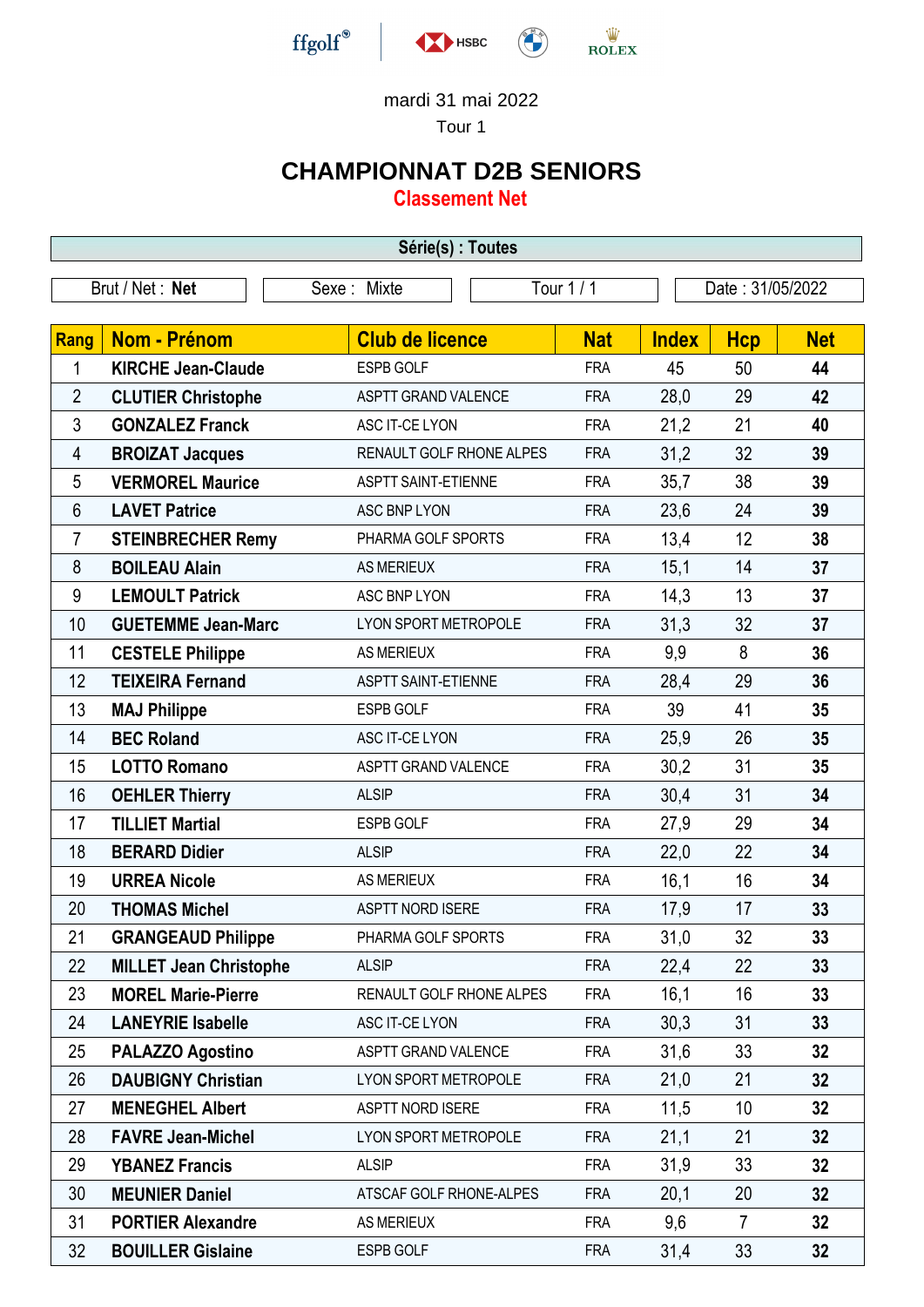ffgolf® HSBC ROLEX

mardi 31 mai 2022

Tour 1

# CHAMPIONNAT D2B SENIORS

## Classement Net

| Série(s) : Toutes | | | |
|---|---|---|---|
| Brut / Net : **Net** | Sexe : Mixte | Tour 1 / 1 | Date : 31/05/2022 |

| Rang | Nom - Prénom | Club de licence | Nat | Index | Hcp | Net |
|---|---|---|---|---|---|---|
| 1 | **KIRCHE Jean-Claude** | ESPB GOLF | FRA | 45 | 50 | **44** |
| 2 | **CLUTIER Christophe** | ASPTT GRAND VALENCE | FRA | 28,0 | 29 | **42** |
| 3 | **GONZALEZ Franck** | ASC IT-CE LYON | FRA | 21,2 | 21 | **40** |
| 4 | **BROIZAT Jacques** | RENAULT GOLF RHONE ALPES | FRA | 31,2 | 32 | **39** |
| 5 | **VERMOREL Maurice** | ASPTT SAINT-ETIENNE | FRA | 35,7 | 38 | **39** |
| 6 | **LAVET Patrice** | ASC BNP LYON | FRA | 23,6 | 24 | **39** |
| 7 | **STEINBRECHER Remy** | PHARMA GOLF SPORTS | FRA | 13,4 | 12 | **38** |
| 8 | **BOILEAU Alain** | AS MERIEUX | FRA | 15,1 | 14 | **37** |
| 9 | **LEMOULT Patrick** | ASC BNP LYON | FRA | 14,3 | 13 | **37** |
| 10 | **GUETEMME Jean-Marc** | LYON SPORT METROPOLE | FRA | 31,3 | 32 | **37** |
| 11 | **CESTELE Philippe** | AS MERIEUX | FRA | 9,9 | 8 | **36** |
| 12 | **TEIXEIRA Fernand** | ASPTT SAINT-ETIENNE | FRA | 28,4 | 29 | **36** |
| 13 | **MAJ Philippe** | ESPB GOLF | FRA | 39 | 41 | **35** |
| 14 | **BEC Roland** | ASC IT-CE LYON | FRA | 25,9 | 26 | **35** |
| 15 | **LOTTO Romano** | ASPTT GRAND VALENCE | FRA | 30,2 | 31 | **35** |
| 16 | **OEHLER Thierry** | ALSIP | FRA | 30,4 | 31 | **34** |
| 17 | **TILLIET Martial** | ESPB GOLF | FRA | 27,9 | 29 | **34** |
| 18 | **BERARD Didier** | ALSIP | FRA | 22,0 | 22 | **34** |
| 19 | **URREA Nicole** | AS MERIEUX | FRA | 16,1 | 16 | **34** |
| 20 | **THOMAS Michel** | ASPTT NORD ISERE | FRA | 17,9 | 17 | **33** |
| 21 | **GRANGEAUD Philippe** | PHARMA GOLF SPORTS | FRA | 31,0 | 32 | **33** |
| 22 | **MILLET Jean Christophe** | ALSIP | FRA | 22,4 | 22 | **33** |
| 23 | **MOREL Marie-Pierre** | RENAULT GOLF RHONE ALPES | FRA | 16,1 | 16 | **33** |
| 24 | **LANEYRIE Isabelle** | ASC IT-CE LYON | FRA | 30,3 | 31 | **33** |
| 25 | **PALAZZO Agostino** | ASPTT GRAND VALENCE | FRA | 31,6 | 33 | **32** |
| 26 | **DAUBIGNY Christian** | LYON SPORT METROPOLE | FRA | 21,0 | 21 | **32** |
| 27 | **MENEGHEL Albert** | ASPTT NORD ISERE | FRA | 11,5 | 10 | **32** |
| 28 | **FAVRE Jean-Michel** | LYON SPORT METROPOLE | FRA | 21,1 | 21 | **32** |
| 29 | **YBANEZ Francis** | ALSIP | FRA | 31,9 | 33 | **32** |
| 30 | **MEUNIER Daniel** | ATSCAF GOLF RHONE-ALPES | FRA | 20,1 | 20 | **32** |
| 31 | **PORTIER Alexandre** | AS MERIEUX | FRA | 9,6 | 7 | **32** |
| 32 | **BOUILLER Gislaine** | ESPB GOLF | FRA | 31,4 | 33 | **32** |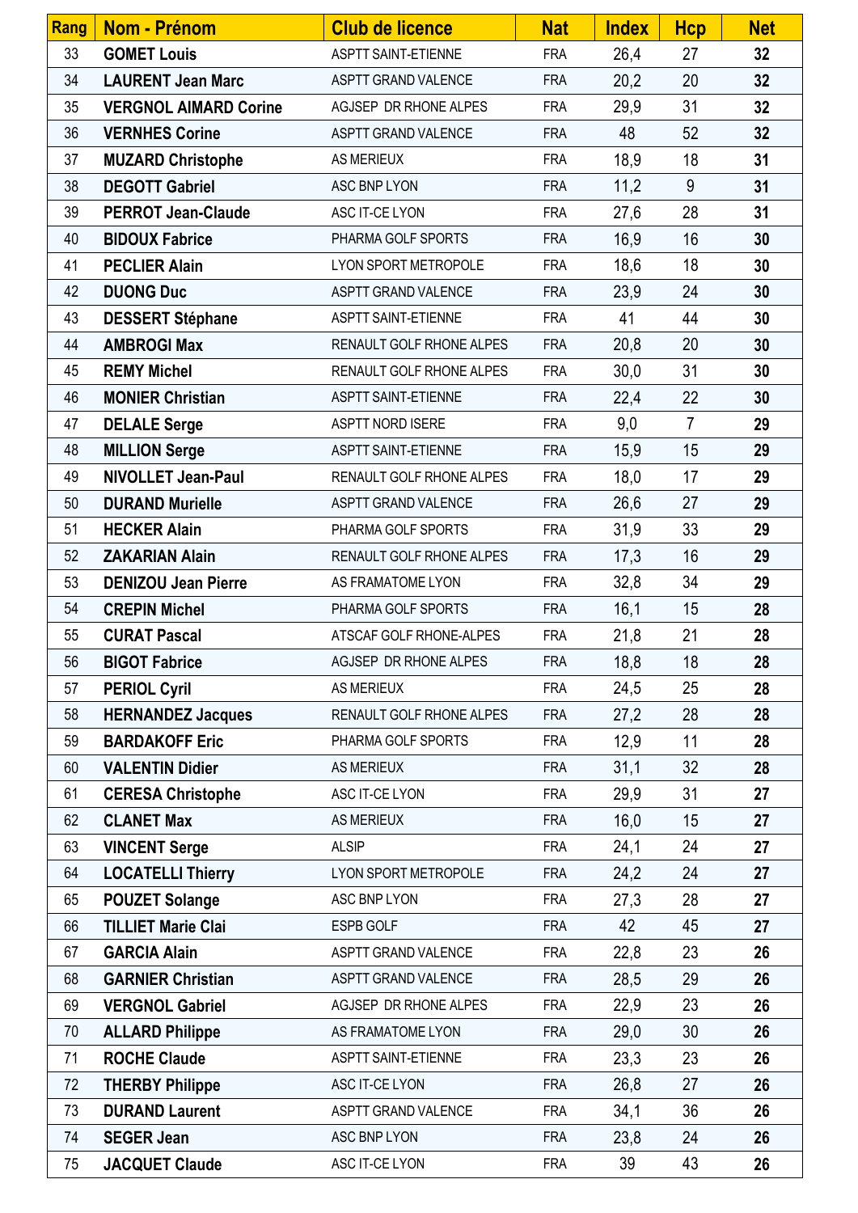| Rang | Nom - Prénom | Club de licence | Nat | Index | Hcp | Net |
|---|---|---|---|---|---|---|
| 33 | **GOMET Louis** | ASPTT SAINT-ETIENNE | FRA | 26,4 | 27 | **32** |
| 34 | **LAURENT Jean Marc** | ASPTT GRAND VALENCE | FRA | 20,2 | 20 | **32** |
| 35 | **VERGNOL AIMARD Corine** | AGJSEP DR RHONE ALPES | FRA | 29,9 | 31 | **32** |
| 36 | **VERNHES Corine** | ASPTT GRAND VALENCE | FRA | 48 | 52 | **32** |
| 37 | **MUZARD Christophe** | AS MERIEUX | FRA | 18,9 | 18 | **31** |
| 38 | **DEGOTT Gabriel** | ASC BNP LYON | FRA | 11,2 | 9 | **31** |
| 39 | **PERROT Jean-Claude** | ASC IT-CE LYON | FRA | 27,6 | 28 | **31** |
| 40 | **BIDOUX Fabrice** | PHARMA GOLF SPORTS | FRA | 16,9 | 16 | **30** |
| 41 | **PECLIER Alain** | LYON SPORT METROPOLE | FRA | 18,6 | 18 | **30** |
| 42 | **DUONG Duc** | ASPTT GRAND VALENCE | FRA | 23,9 | 24 | **30** |
| 43 | **DESSERT Stéphane** | ASPTT SAINT-ETIENNE | FRA | 41 | 44 | **30** |
| 44 | **AMBROGI Max** | RENAULT GOLF RHONE ALPES | FRA | 20,8 | 20 | **30** |
| 45 | **REMY Michel** | RENAULT GOLF RHONE ALPES | FRA | 30,0 | 31 | **30** |
| 46 | **MONIER Christian** | ASPTT SAINT-ETIENNE | FRA | 22,4 | 22 | **30** |
| 47 | **DELALE Serge** | ASPTT NORD ISERE | FRA | 9,0 | 7 | **29** |
| 48 | **MILLION Serge** | ASPTT SAINT-ETIENNE | FRA | 15,9 | 15 | **29** |
| 49 | **NIVOLLET Jean-Paul** | RENAULT GOLF RHONE ALPES | FRA | 18,0 | 17 | **29** |
| 50 | **DURAND Murielle** | ASPTT GRAND VALENCE | FRA | 26,6 | 27 | **29** |
| 51 | **HECKER Alain** | PHARMA GOLF SPORTS | FRA | 31,9 | 33 | **29** |
| 52 | **ZAKARIAN Alain** | RENAULT GOLF RHONE ALPES | FRA | 17,3 | 16 | **29** |
| 53 | **DENIZOU Jean Pierre** | AS FRAMATOME LYON | FRA | 32,8 | 34 | **29** |
| 54 | **CREPIN Michel** | PHARMA GOLF SPORTS | FRA | 16,1 | 15 | **28** |
| 55 | **CURAT Pascal** | ATSCAF GOLF RHONE-ALPES | FRA | 21,8 | 21 | **28** |
| 56 | **BIGOT Fabrice** | AGJSEP DR RHONE ALPES | FRA | 18,8 | 18 | **28** |
| 57 | **PERIOL Cyril** | AS MERIEUX | FRA | 24,5 | 25 | **28** |
| 58 | **HERNANDEZ Jacques** | RENAULT GOLF RHONE ALPES | FRA | 27,2 | 28 | **28** |
| 59 | **BARDAKOFF Eric** | PHARMA GOLF SPORTS | FRA | 12,9 | 11 | **28** |
| 60 | **VALENTIN Didier** | AS MERIEUX | FRA | 31,1 | 32 | **28** |
| 61 | **CERESA Christophe** | ASC IT-CE LYON | FRA | 29,9 | 31 | **27** |
| 62 | **CLANET Max** | AS MERIEUX | FRA | 16,0 | 15 | **27** |
| 63 | **VINCENT Serge** | ALSIP | FRA | 24,1 | 24 | **27** |
| 64 | **LOCATELLI Thierry** | LYON SPORT METROPOLE | FRA | 24,2 | 24 | **27** |
| 65 | **POUZET Solange** | ASC BNP LYON | FRA | 27,3 | 28 | **27** |
| 66 | **TILLIET Marie Clai** | ESPB GOLF | FRA | 42 | 45 | **27** |
| 67 | **GARCIA Alain** | ASPTT GRAND VALENCE | FRA | 22,8 | 23 | **26** |
| 68 | **GARNIER Christian** | ASPTT GRAND VALENCE | FRA | 28,5 | 29 | **26** |
| 69 | **VERGNOL Gabriel** | AGJSEP DR RHONE ALPES | FRA | 22,9 | 23 | **26** |
| 70 | **ALLARD Philippe** | AS FRAMATOME LYON | FRA | 29,0 | 30 | **26** |
| 71 | **ROCHE Claude** | ASPTT SAINT-ETIENNE | FRA | 23,3 | 23 | **26** |
| 72 | **THERBY Philippe** | ASC IT-CE LYON | FRA | 26,8 | 27 | **26** |
| 73 | **DURAND Laurent** | ASPTT GRAND VALENCE | FRA | 34,1 | 36 | **26** |
| 74 | **SEGER Jean** | ASC BNP LYON | FRA | 23,8 | 24 | **26** |
| 75 | **JACQUET Claude** | ASC IT-CE LYON | FRA | 39 | 43 | **26** |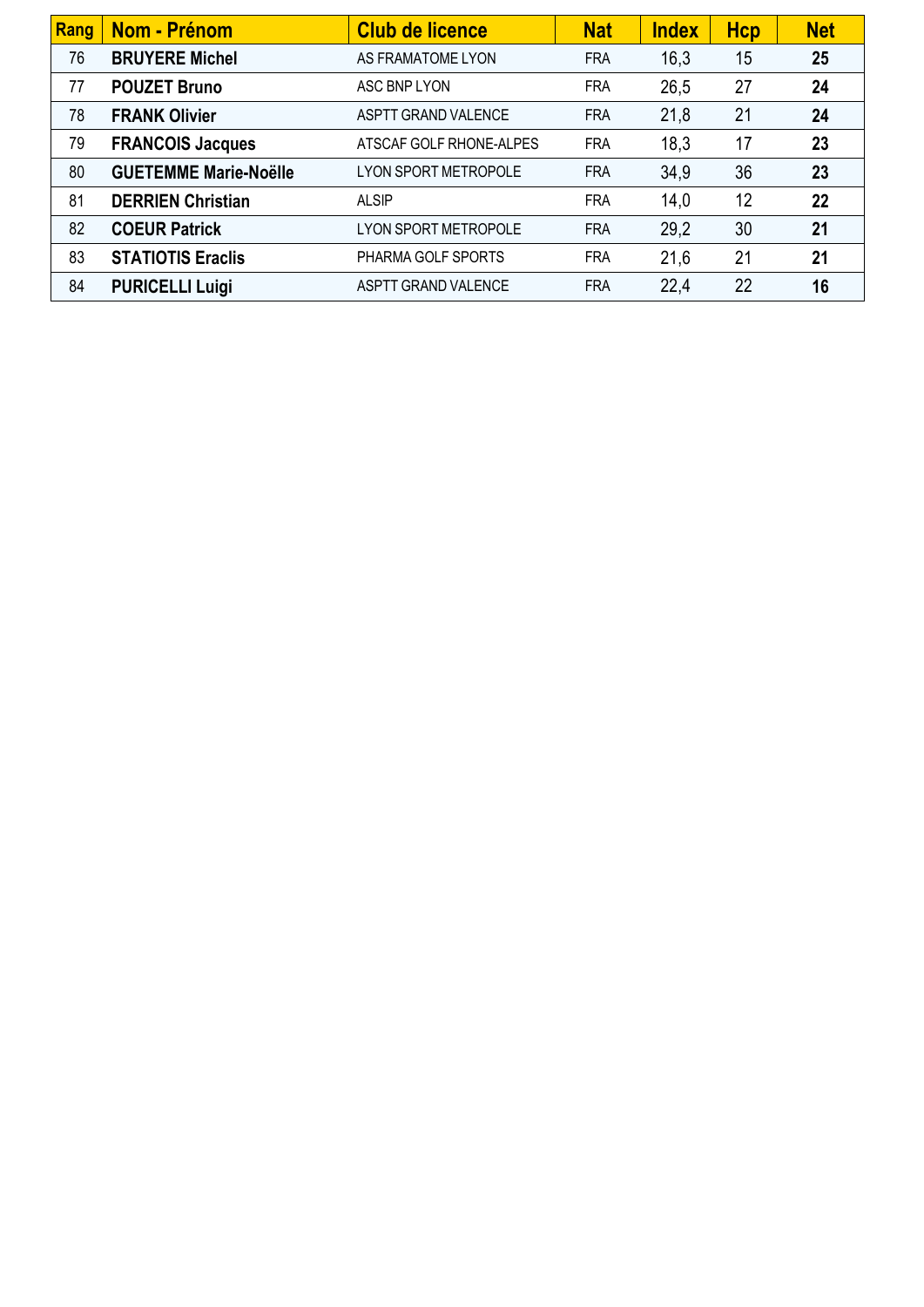| Rang | Nom - Prénom | Club de licence | Nat | Index | Hcp | Net |
|---|---|---|---|---|---|---|
| 76 | **BRUYERE Michel** | AS FRAMATOME LYON | FRA | 16,3 | 15 | **25** |
| 77 | **POUZET Bruno** | ASC BNP LYON | FRA | 26,5 | 27 | **24** |
| 78 | **FRANK Olivier** | ASPTT GRAND VALENCE | FRA | 21,8 | 21 | **24** |
| 79 | **FRANCOIS Jacques** | ATSCAF GOLF RHONE-ALPES | FRA | 18,3 | 17 | **23** |
| 80 | **GUETEMME Marie-Noëlle** | LYON SPORT METROPOLE | FRA | 34,9 | 36 | **23** |
| 81 | **DERRIEN Christian** | ALSIP | FRA | 14,0 | 12 | **22** |
| 82 | **COEUR Patrick** | LYON SPORT METROPOLE | FRA | 29,2 | 30 | **21** |
| 83 | **STATIOTIS Eraclis** | PHARMA GOLF SPORTS | FRA | 21,6 | 21 | **21** |
| 84 | **PURICELLI Luigi** | ASPTT GRAND VALENCE | FRA | 22,4 | 22 | **16** |